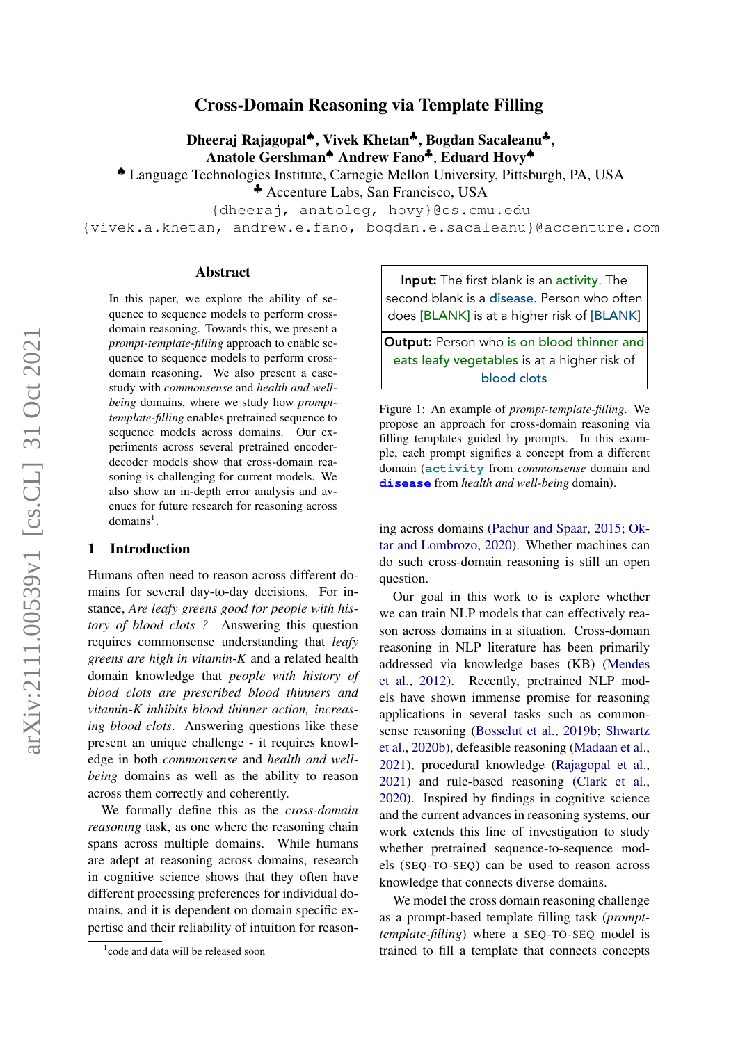# Cross-Domain Reasoning via Template Filling

**Dheeraj Rajagopal**[♠], **Vivek Khetan**[♣], **Bogdan Sacaleanu**[♣], **Anatole Gershman**[♠] **Andrew Fano**[♣], **Eduard Hovy**[♠]

[♠] Language Technologies Institute, Carnegie Mellon University, Pittsburgh, PA, USA

[♣] Accenture Labs, San Francisco, USA

{dheeraj, anatoleg, hovy}@cs.cmu.edu

{vivek.a.khetan, andrew.e.fano, bogdan.e.sacaleanu}@accenture.com

## Abstract

In this paper, we explore the ability of sequence to sequence models to perform cross-domain reasoning. Towards this, we present a *prompt-template-filling* approach to enable sequence to sequence models to perform cross-domain reasoning. We also present a case-study with *commonsense* and *health and well-being* domains, where we study how *prompt-template-filling* enables pretrained sequence to sequence models across domains. Our experiments across several pretrained encoder-decoder models show that cross-domain reasoning is challenging for current models. We also show an in-depth error analysis and avenues for future research for reasoning across domains[1].

## 1 Introduction

Humans often need to reason across different domains for several day-to-day decisions. For instance, *Are leafy greens good for people with history of blood clots ?* Answering this question requires commonsense understanding that *leafy greens are high in vitamin-K* and a related health domain knowledge that *people with history of blood clots are prescribed blood thinners and vitamin-K inhibits blood thinner action, increasing blood clots*. Answering questions like these present an unique challenge - it requires knowledge in both *commonsense* and *health and well-being* domains as well as the ability to reason across them correctly and coherently.

We formally define this as the *cross-domain reasoning* task, as one where the reasoning chain spans across multiple domains. While humans are adept at reasoning across domains, research in cognitive science shows that they often have different processing preferences for individual domains, and it is dependent on domain specific expertise and their reliability of intuition for reasoning across domains (Pachur and Spaar, 2015; Oktar and Lombrozo, 2020). Whether machines can do such cross-domain reasoning is still an open question.

**Input:** The first blank is an activity. The second blank is a disease. Person who often does [BLANK] is at a higher risk of [BLANK]

**Output:** Person who is on blood thinner and eats leafy vegetables is at a higher risk of blood clots

Figure 1: An example of *prompt-template-filling*. We propose an approach for cross-domain reasoning via filling templates guided by prompts. In this example, each prompt signifies a concept from a different domain (**activity** from *commonsense* domain and **disease** from *health and well-being* domain).

Our goal in this work to is explore whether we can train NLP models that can effectively reason across domains in a situation. Cross-domain reasoning in NLP literature has been primarily addressed via knowledge bases (KB) (Mendes et al., 2012). Recently, pretrained NLP models have shown immense promise for reasoning applications in several tasks such as commonsense reasoning (Bosselut et al., 2019b; Shwartz et al., 2020b), defeasible reasoning (Madaan et al., 2021), procedural knowledge (Rajagopal et al., 2021) and rule-based reasoning (Clark et al., 2020). Inspired by findings in cognitive science and the current advances in reasoning systems, our work extends this line of investigation to study whether pretrained sequence-to-sequence models (SEQ-TO-SEQ) can be used to reason across knowledge that connects diverse domains.

We model the cross domain reasoning challenge as a prompt-based template filling task (*prompt-template-filling*) where a SEQ-TO-SEQ model is trained to fill a template that connects concepts

[1] code and data will be released soon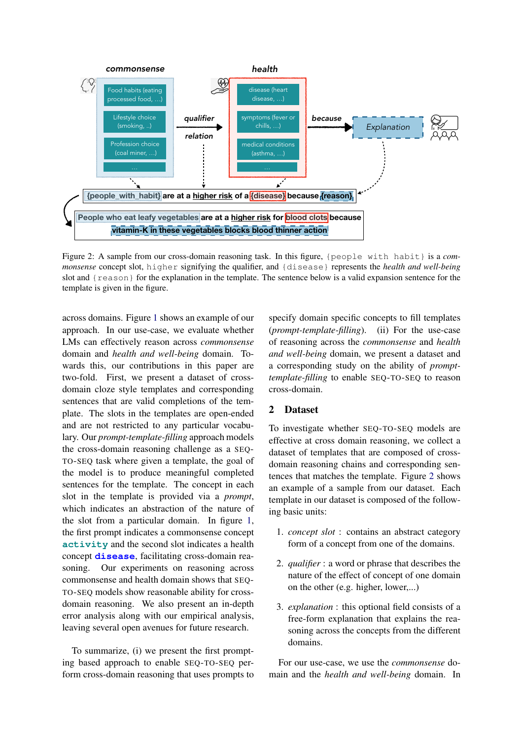commonsense

Food habits (eating processed food, ...)

Lifestyle choice (smoking, ..)

Profession choice (coal miner, ...)

...

qualifier

relation

health

disease (heart disease, ...)

symptoms (fever or chills, ...)

medical conditions (asthma, ...)

...

because

Explanation

{people_with_habit} are at a higher risk of a {disease} because {reason}

People who eat leafy vegetables are at a higher risk for blood clots because vitamin-K in these vegetables blocks blood thinner action

Figure 2: A sample from our cross-domain reasoning task. In this figure, {people with habit} is a *commonsense* concept slot, higher signifying the qualifier, and {disease} represents the *health and well-being* slot and {reason} for the explanation in the template. The sentence below is a valid expansion sentence for the template is given in the figure.

across domains. Figure 1 shows an example of our approach. In our use-case, we evaluate whether LMs can effectively reason across *commonsense* domain and *health and well-being* domain. Towards this, our contributions in this paper are two-fold. First, we present a dataset of cross-domain cloze style templates and corresponding sentences that are valid completions of the template. The slots in the templates are open-ended and are not restricted to any particular vocabulary. Our *prompt-template-filling* approach models the cross-domain reasoning challenge as a SEQ-TO-SEQ task where given a template, the goal of the model is to produce meaningful completed sentences for the template. The concept in each slot in the template is provided via a *prompt*, which indicates an abstraction of the nature of the slot from a particular domain. In figure 1, the first prompt indicates a commonsense concept **activity** and the second slot indicates a health concept **disease**, facilitating cross-domain reasoning. Our experiments on reasoning across commonsense and health domain shows that SEQ-TO-SEQ models show reasonable ability for cross-domain reasoning. We also present an in-depth error analysis along with our empirical analysis, leaving several open avenues for future research.

To summarize, (i) we present the first prompting based approach to enable SEQ-TO-SEQ perform cross-domain reasoning that uses prompts to specify domain specific concepts to fill templates (*prompt-template-filling*). (ii) For the use-case of reasoning across the *commonsense* and *health and well-being* domain, we present a dataset and a corresponding study on the ability of *prompt-template-filling* to enable SEQ-TO-SEQ to reason cross-domain.

## 2 Dataset

To investigate whether SEQ-TO-SEQ models are effective at cross domain reasoning, we collect a dataset of templates that are composed of cross-domain reasoning chains and corresponding sentences that matches the template. Figure 2 shows an example of a sample from our dataset. Each template in our dataset is composed of the following basic units:

1. *concept slot* : contains an abstract category form of a concept from one of the domains.
2. *qualifier* : a word or phrase that describes the nature of the effect of concept of one domain on the other (e.g. higher, lower,...)
3. *explanation* : this optional field consists of a free-form explanation that explains the reasoning across the concepts from the different domains.

For our use-case, we use the *commonsense* domain and the *health and well-being* domain. In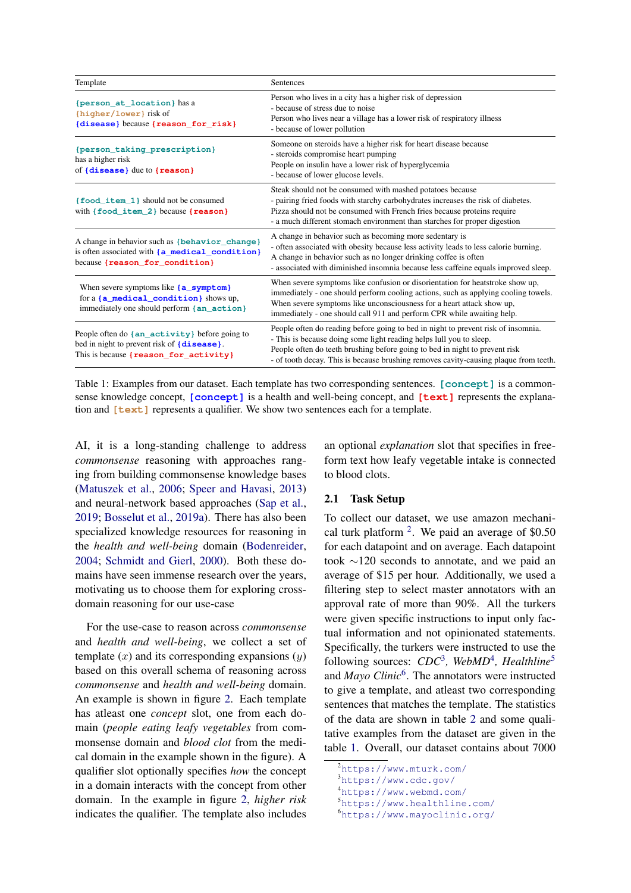| Template | Sentences |
|---|---|
| {person_at_location} has a {higher/lower} risk of {disease} because {reason_for_risk} | Person who lives in a city has a higher risk of depression - because of stress due to noise<br>Person who lives near a village has a lower risk of respiratory illness - because of lower pollution |
| {person_taking_prescription} has a higher risk of {disease} due to {reason} | Someone on steroids have a higher risk for heart disease because - steroids compromise heart pumping<br>People on insulin have a lower risk of hyperglycemia - because of lower glucose levels. |
| {food_item_1} should not be consumed with {food_item_2} because {reason} | Steak should not be consumed with mashed potatoes because - pairing fried foods with starchy carbohydrates increases the risk of diabetes.<br>Pizza should not be consumed with French fries because proteins require - a much different stomach environment than starches for proper digestion |
| A change in behavior such as {behavior_change} is often associated with {a_medical_condition} because {reason_for_condition} | A change in behavior such as becoming more sedentary is - often associated with obesity because less activity leads to less calorie burning.<br>A change in behavior such as no longer drinking coffee is often - associated with diminished insomnia because less caffeine equals improved sleep. |
| When severe symptoms like {a_symptom} for a {a_medical_condition} shows up, immediately one should perform {an_action} | When severe symptoms like confusion or disorientation for heatstroke show up, immediately - one should perform cooling actions, such as applying cooling towels.<br>When severe symptoms like unconsciousness for a heart attack show up, immediately - one should call 911 and perform CPR while awaiting help. |
| People often do {an_activity} before going to bed in night to prevent risk of {disease}. This is because {reason_for_activity} | People often do reading before going to bed in night to prevent risk of insomnia. - This is because doing some light reading helps lull you to sleep.<br>People often do teeth brushing before going to bed in night to prevent risk - of tooth decay. This is because brushing removes cavity-causing plaque from teeth. |

Table 1: Examples from our dataset. Each template has two corresponding sentences. [concept] is a commonsense knowledge concept, [concept] is a health and well-being concept, and [text] represents the explanation and [text] represents a qualifier. We show two sentences each for a template.

AI, it is a long-standing challenge to address *commonsense* reasoning with approaches ranging from building commonsense knowledge bases (Matuszek et al., 2006; Speer and Havasi, 2013) and neural-network based approaches (Sap et al., 2019; Bosselut et al., 2019a). There has also been specialized knowledge resources for reasoning in the *health and well-being* domain (Bodenreider, 2004; Schmidt and Gierl, 2000). Both these domains have seen immense research over the years, motivating us to choose them for exploring cross-domain reasoning for our use-case

For the use-case to reason across *commonsense* and *health and well-being*, we collect a set of template ($x$) and its corresponding expansions ($y$) based on this overall schema of reasoning across *commonsense* and *health and well-being* domain. An example is shown in figure 2. Each template has atleast one *concept* slot, one from each domain (*people eating leafy vegetables* from commonsense domain and *blood clot* from the medical domain in the example shown in the figure). A qualifier slot optionally specifies *how* the concept in a domain interacts with the concept from other domain. In the example in figure 2, *higher risk* indicates the qualifier. The template also includes an optional *explanation* slot that specifies in free-form text how leafy vegetable intake is connected to blood clots.

## 2.1 Task Setup

To collect our dataset, we use amazon mechanical turk platform [2]. We paid an average of $0.50 for each datapoint and on average. Each datapoint took ∼120 seconds to annotate, and we paid an average of $15 per hour. Additionally, we used a filtering step to select master annotators with an approval rate of more than 90%. All the turkers were given specific instructions to input only factual information and not opinionated statements. Specifically, the turkers were instructed to use the following sources: *CDC*[3], *WebMD*[4], *Healthline*[5] and *Mayo Clinic*[6]. The annotators were instructed to give a template, and atleast two corresponding sentences that matches the template. The statistics of the data are shown in table 2 and some qualitative examples from the dataset are given in the table 1. Overall, our dataset contains about 7000

[2] https://www.mturk.com/
[3] https://www.cdc.gov/
[4] https://www.webmd.com/
[5] https://www.healthline.com/
[6] https://www.mayoclinic.org/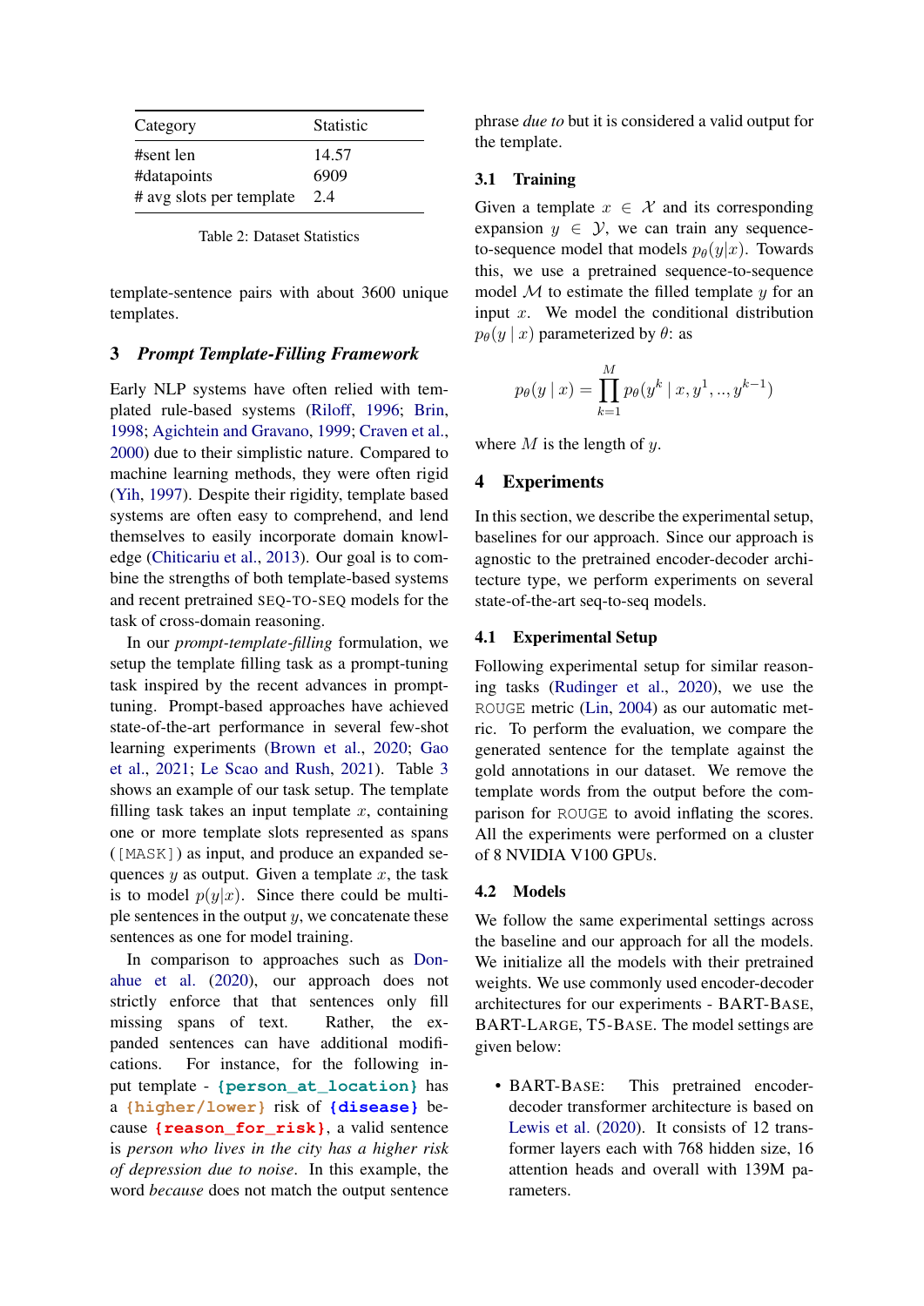| Category | Statistic |
|---|---|
| #sent len | 14.57 |
| #datapoints | 6909 |
| # avg slots per template | 2.4 |

Table 2: Dataset Statistics

template-sentence pairs with about 3600 unique templates.

## 3 *Prompt Template-Filling Framework*

Early NLP systems have often relied with templated rule-based systems (Riloff, 1996; Brin, 1998; Agichtein and Gravano, 1999; Craven et al., 2000) due to their simplistic nature. Compared to machine learning methods, they were often rigid (Yih, 1997). Despite their rigidity, template based systems are often easy to comprehend, and lend themselves to easily incorporate domain knowledge (Chiticariu et al., 2013). Our goal is to combine the strengths of both template-based systems and recent pretrained SEQ-TO-SEQ models for the task of cross-domain reasoning.

In our *prompt-template-filling* formulation, we setup the template filling task as a prompt-tuning task inspired by the recent advances in prompt-tuning. Prompt-based approaches have achieved state-of-the-art performance in several few-shot learning experiments (Brown et al., 2020; Gao et al., 2021; Le Scao and Rush, 2021). Table 3 shows an example of our task setup. The template filling task takes an input template $x$, containing one or more template slots represented as spans ([MASK]) as input, and produce an expanded sequences $y$ as output. Given a template $x$, the task is to model $p(y|x)$. Since there could be multiple sentences in the output $y$, we concatenate these sentences as one for model training.

In comparison to approaches such as Donahue et al. (2020), our approach does not strictly enforce that that sentences only fill missing spans of text. Rather, the expanded sentences can have additional modifications. For instance, for the following input template - **{person_at_location}** has a **{higher/lower}** risk of **{disease}** because **{reason_for_risk}**, a valid sentence is *person who lives in the city has a higher risk of depression due to noise*. In this example, the word *because* does not match the output sentence phrase *due to* but it is considered a valid output for the template.

### 3.1 Training

Given a template $x \in \mathcal{X}$ and its corresponding expansion $y \in \mathcal{Y}$, we can train any sequence-to-sequence model that models $p_\theta(y|x)$. Towards this, we use a pretrained sequence-to-sequence model $\mathcal{M}$ to estimate the filled template $y$ for an input $x$. We model the conditional distribution $p_\theta(y \mid x)$ parameterized by $\theta$: as

$$p_\theta(y \mid x) = \prod_{k=1}^{M} p_\theta(y^k \mid x, y^1, .., y^{k-1})$$

where $M$ is the length of $y$.

## 4 Experiments

In this section, we describe the experimental setup, baselines for our approach. Since our approach is agnostic to the pretrained encoder-decoder architecture type, we perform experiments on several state-of-the-art seq-to-seq models.

### 4.1 Experimental Setup

Following experimental setup for similar reasoning tasks (Rudinger et al., 2020), we use the ROUGE metric (Lin, 2004) as our automatic metric. To perform the evaluation, we compare the generated sentence for the template against the gold annotations in our dataset. We remove the template words from the output before the comparison for ROUGE to avoid inflating the scores. All the experiments were performed on a cluster of 8 NVIDIA V100 GPUs.

### 4.2 Models

We follow the same experimental settings across the baseline and our approach for all the models. We initialize all the models with their pretrained weights. We use commonly used encoder-decoder architectures for our experiments - BART-BASE, BART-LARGE, T5-BASE. The model settings are given below:

- BART-BASE: This pretrained encoder-decoder transformer architecture is based on Lewis et al. (2020). It consists of 12 transformer layers each with 768 hidden size, 16 attention heads and overall with 139M parameters.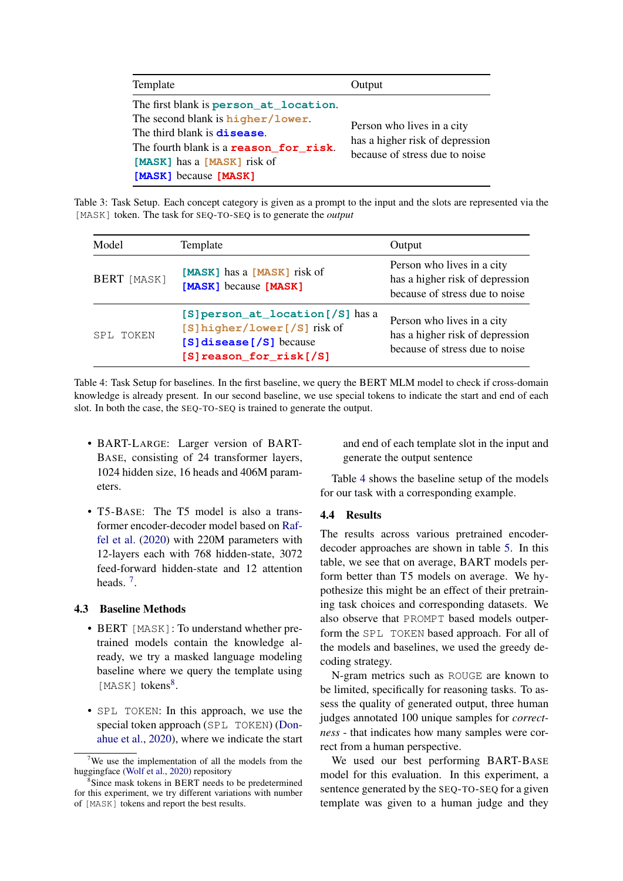| Template | Output |
| --- | --- |
| The first blank is `person_at_location`.<br>The second blank is `higher/lower`.<br>The third blank is `disease`.<br>The fourth blank is a `reason_for_risk`.<br>`[MASK]` has a `[MASK]` risk of<br>`[MASK]` because `[MASK]` | Person who lives in a city<br>has a higher risk of depression<br>because of stress due to noise |

Table 3: Task Setup. Each concept category is given as a prompt to the input and the slots are represented via the `[MASK]` token. The task for SEQ-TO-SEQ is to generate the *output*

| Model | Template | Output |
| --- | --- | --- |
| BERT `[MASK]` | `[MASK]` has a `[MASK]` risk of<br>`[MASK]` because `[MASK]` | Person who lives in a city<br>has a higher risk of depression<br>because of stress due to noise |
| `SPL TOKEN` | `[S]person_at_location[/S]` has a<br>`[S]higher/lower[/S]` risk of<br>`[S]disease[/S]` because<br>`[S]reason_for_risk[/S]` | Person who lives in a city<br>has a higher risk of depression<br>because of stress due to noise |

Table 4: Task Setup for baselines. In the first baseline, we query the BERT MLM model to check if cross-domain knowledge is already present. In our second baseline, we use special tokens to indicate the start and end of each slot. In both the case, the SEQ-TO-SEQ is trained to generate the output.

- BART-LARGE: Larger version of BART-BASE, consisting of 24 transformer layers, 1024 hidden size, 16 heads and 406M parameters.
- T5-BASE: The T5 model is also a transformer encoder-decoder model based on Raffel et al. (2020) with 220M parameters with 12-layers each with 768 hidden-state, 3072 feed-forward hidden-state and 12 attention heads. [7].

### 4.3 Baseline Methods

- BERT `[MASK]`: To understand whether pretrained models contain the knowledge already, we try a masked language modeling baseline where we query the template using `[MASK]` tokens[8].
- `SPL TOKEN`: In this approach, we use the special token approach (`SPL TOKEN`) (Donahue et al., 2020), where we indicate the start and end of each template slot in the input and generate the output sentence

Table 4 shows the baseline setup of the models for our task with a corresponding example.

### 4.4 Results

The results across various pretrained encoder-decoder approaches are shown in table 5. In this table, we see that on average, BART models perform better than T5 models on average. We hypothesize this might be an effect of their pretraining task choices and corresponding datasets. We also observe that `PROMPT` based models outperform the `SPL TOKEN` based approach. For all of the models and baselines, we used the greedy decoding strategy.

N-gram metrics such as ROUGE are known to be limited, specifically for reasoning tasks. To assess the quality of generated output, three human judges annotated 100 unique samples for *correctness* - that indicates how many samples were correct from a human perspective.

We used our best performing BART-BASE model for this evaluation. In this experiment, a sentence generated by the SEQ-TO-SEQ for a given template was given to a human judge and they

[7]We use the implementation of all the models from the huggingface (Wolf et al., 2020) repository

[8]Since mask tokens in BERT needs to be predetermined for this experiment, we try different variations with number of `[MASK]` tokens and report the best results.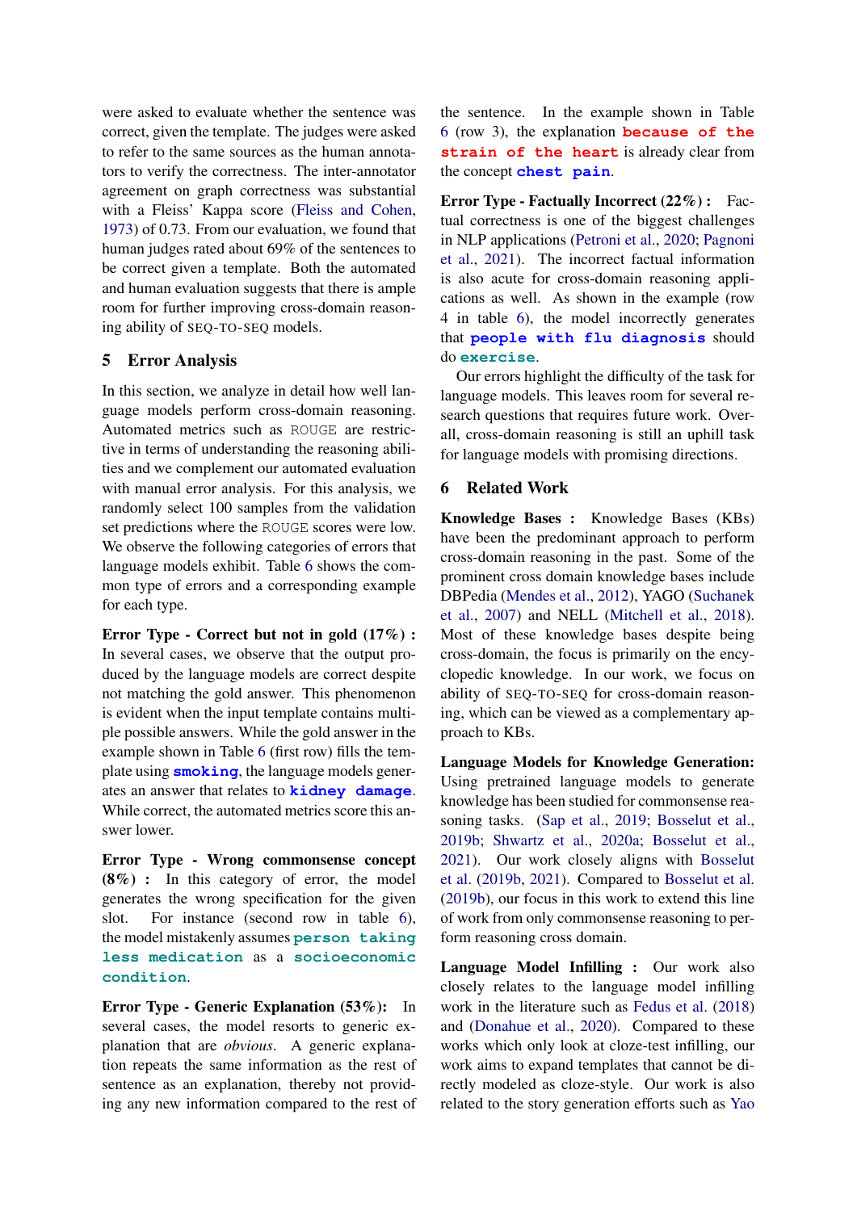were asked to evaluate whether the sentence was correct, given the template. The judges were asked to refer to the same sources as the human annotators to verify the correctness. The inter-annotator agreement on graph correctness was substantial with a Fleiss' Kappa score (Fleiss and Cohen, 1973) of 0.73. From our evaluation, we found that human judges rated about 69% of the sentences to be correct given a template. Both the automated and human evaluation suggests that there is ample room for further improving cross-domain reasoning ability of SEQ-TO-SEQ models.

## 5 Error Analysis

In this section, we analyze in detail how well language models perform cross-domain reasoning. Automated metrics such as ROUGE are restrictive in terms of understanding the reasoning abilities and we complement our automated evaluation with manual error analysis. For this analysis, we randomly select 100 samples from the validation set predictions where the ROUGE scores were low. We observe the following categories of errors that language models exhibit. Table 6 shows the common type of errors and a corresponding example for each type.

**Error Type - Correct but not in gold (17%) :** In several cases, we observe that the output produced by the language models are correct despite not matching the gold answer. This phenomenon is evident when the input template contains multiple possible answers. While the gold answer in the example shown in Table 6 (first row) fills the template using **smoking**, the language models generates an answer that relates to **kidney damage**. While correct, the automated metrics score this answer lower.

**Error Type - Wrong commonsense concept (8%) :** In this category of error, the model generates the wrong specification for the given slot. For instance (second row in table 6), the model mistakenly assumes **person taking less medication** as a **socioeconomic condition**.

**Error Type - Generic Explanation (53%):** In several cases, the model resorts to generic explanation that are *obvious*. A generic explanation repeats the same information as the rest of sentence as an explanation, thereby not providing any new information compared to the rest of the sentence. In the example shown in Table 6 (row 3), the explanation **because of the strain of the heart** is already clear from the concept **chest pain**.

**Error Type - Factually Incorrect (22%) :** Factual correctness is one of the biggest challenges in NLP applications (Petroni et al., 2020; Pagnoni et al., 2021). The incorrect factual information is also acute for cross-domain reasoning applications as well. As shown in the example (row 4 in table 6), the model incorrectly generates that **people with flu diagnosis** should do **exercise**.

Our errors highlight the difficulty of the task for language models. This leaves room for several research questions that requires future work. Overall, cross-domain reasoning is still an uphill task for language models with promising directions.

## 6 Related Work

**Knowledge Bases :** Knowledge Bases (KBs) have been the predominant approach to perform cross-domain reasoning in the past. Some of the prominent cross domain knowledge bases include DBPedia (Mendes et al., 2012), YAGO (Suchanek et al., 2007) and NELL (Mitchell et al., 2018). Most of these knowledge bases despite being cross-domain, the focus is primarily on the encyclopedic knowledge. In our work, we focus on ability of SEQ-TO-SEQ for cross-domain reasoning, which can be viewed as a complementary approach to KBs.

**Language Models for Knowledge Generation:** Using pretrained language models to generate knowledge has been studied for commonsense reasoning tasks. (Sap et al., 2019; Bosselut et al., 2019b; Shwartz et al., 2020a; Bosselut et al., 2021). Our work closely aligns with Bosselut et al. (2019b, 2021). Compared to Bosselut et al. (2019b), our focus in this work to extend this line of work from only commonsense reasoning to perform reasoning cross domain.

**Language Model Infilling :** Our work also closely relates to the language model infilling work in the literature such as Fedus et al. (2018) and (Donahue et al., 2020). Compared to these works which only look at cloze-test infilling, our work aims to expand templates that cannot be directly modeled as cloze-style. Our work is also related to the story generation efforts such as Yao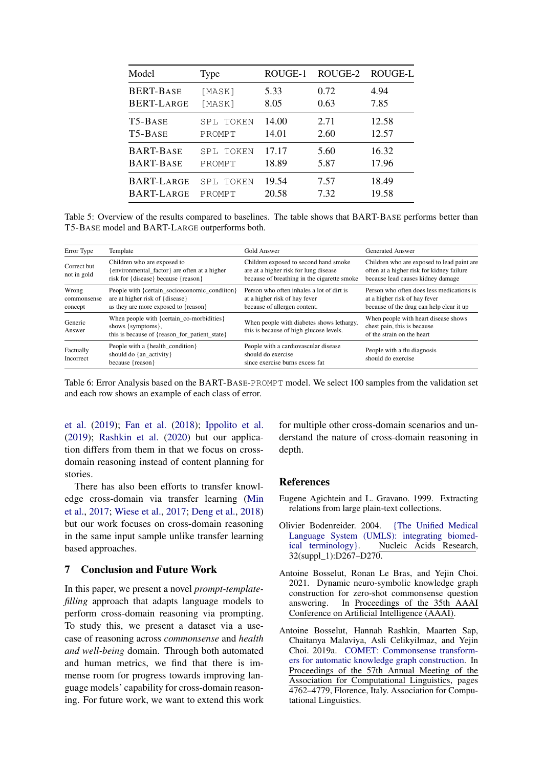| Model | Type | ROUGE-1 | ROUGE-2 | ROUGE-L |
|---|---|---|---|---|
| BERT-Base | [MASK] | 5.33 | 0.72 | 4.94 |
| BERT-Large | [MASK] | 8.05 | 0.63 | 7.85 |
| T5-Base | SPL TOKEN | 14.00 | 2.71 | 12.58 |
| T5-Base | PROMPT | 14.01 | 2.60 | 12.57 |
| BART-Base | SPL TOKEN | 17.17 | 5.60 | 16.32 |
| BART-Base | PROMPT | 18.89 | 5.87 | 17.96 |
| BART-Large | SPL TOKEN | 19.54 | 7.57 | 18.49 |
| BART-Large | PROMPT | 20.58 | 7.32 | 19.58 |

Table 5: Overview of the results compared to baselines. The table shows that BART-Base performs better than T5-Base model and BART-Large outperforms both.

| Error Type | Template | Gold Answer | Generated Answer |
|---|---|---|---|
| Correct but not in gold | Children who are exposed to {environmental_factor} are often at a higher risk for {disease} because {reason} | Children exposed to second hand smoke are at a higher risk for lung disease because of breathing in the cigarette smoke | Children who are exposed to lead paint are often at a higher risk for kidney failure because lead causes kidney damage |
| Wrong commonsense concept | People with {certain_socioeconomic_condiiton} are at higher risk of {disease} as they are more exposed to {reason} | Person who often inhales a lot of dirt is at a higher risk of hay fever because of allergen content. | Person who often does less medications is at a higher risk of hay fever because of the drug can help clear it up |
| Generic Answer | When people with {certain_co-morbidities} shows {symptoms}, this is because of {reason_for_patient_state} | When people with diabetes shows lethargy, this is because of high glucose levels. | When people with heart disease shows chest pain, this is because of the strain on the heart |
| Factually Incorrect | People with a {health_condition} should do {an_activity} because {reason} | People with a cardiovascular disease should do exercise since exercise burns excess fat | People with a flu diagnosis should do exercise |

Table 6: Error Analysis based on the BART-Base-PROMPT model. We select 100 samples from the validation set and each row shows an example of each class of error.

et al. (2019); Fan et al. (2018); Ippolito et al. (2019); Rashkin et al. (2020) but our application differs from them in that we focus on cross-domain reasoning instead of content planning for stories.

There has also been efforts to transfer knowledge cross-domain via transfer learning (Min et al., 2017; Wiese et al., 2017; Deng et al., 2018) but our work focuses on cross-domain reasoning in the same input sample unlike transfer learning based approaches.

## 7 Conclusion and Future Work

In this paper, we present a novel *prompt-template-filling* approach that adapts language models to perform cross-domain reasoning via prompting. To study this, we present a dataset via a use-case of reasoning across *commonsense* and *health and well-being* domain. Through both automated and human metrics, we find that there is immense room for progress towards improving language models' capability for cross-domain reasoning. For future work, we want to extend this work for multiple other cross-domain scenarios and understand the nature of cross-domain reasoning in depth.

## References

Eugene Agichtein and L. Gravano. 1999. Extracting relations from large plain-text collections.

Olivier Bodenreider. 2004. {The Unified Medical Language System (UMLS): integrating biomedical terminology}. Nucleic Acids Research, 32(suppl_1):D267–D270.

Antoine Bosselut, Ronan Le Bras, and Yejin Choi. 2021. Dynamic neuro-symbolic knowledge graph construction for zero-shot commonsense question answering. In Proceedings of the 35th AAAI Conference on Artificial Intelligence (AAAI).

Antoine Bosselut, Hannah Rashkin, Maarten Sap, Chaitanya Malaviya, Asli Celikyilmaz, and Yejin Choi. 2019a. COMET: Commonsense transformers for automatic knowledge graph construction. In Proceedings of the 57th Annual Meeting of the Association for Computational Linguistics, pages 4762–4779, Florence, Italy. Association for Computational Linguistics.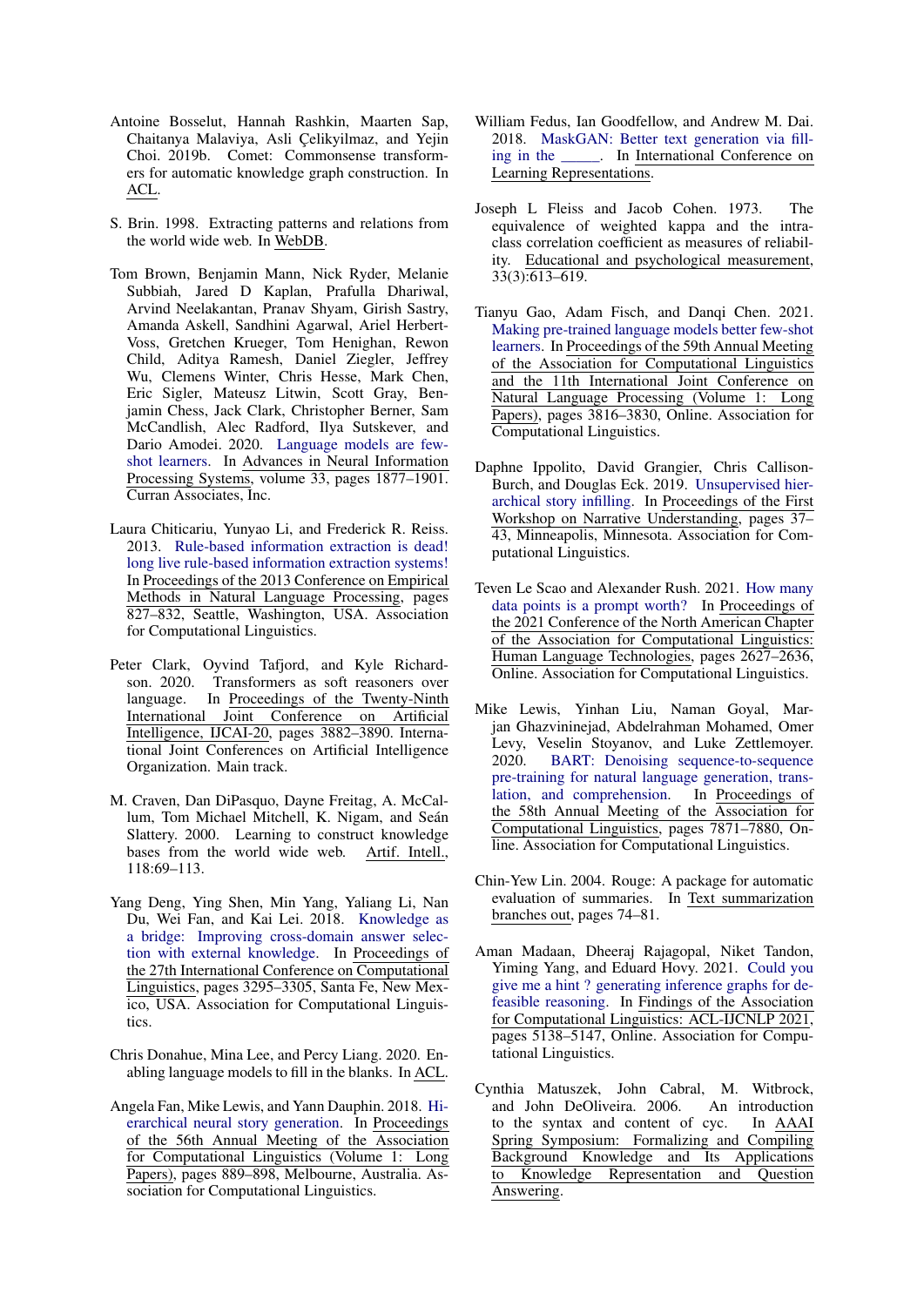Antoine Bosselut, Hannah Rashkin, Maarten Sap, Chaitanya Malaviya, Asli Çelikyilmaz, and Yejin Choi. 2019b. Comet: Commonsense transformers for automatic knowledge graph construction. In ACL.

S. Brin. 1998. Extracting patterns and relations from the world wide web. In WebDB.

Tom Brown, Benjamin Mann, Nick Ryder, Melanie Subbiah, Jared D Kaplan, Prafulla Dhariwal, Arvind Neelakantan, Pranav Shyam, Girish Sastry, Amanda Askell, Sandhini Agarwal, Ariel Herbert-Voss, Gretchen Krueger, Tom Henighan, Rewon Child, Aditya Ramesh, Daniel Ziegler, Jeffrey Wu, Clemens Winter, Chris Hesse, Mark Chen, Eric Sigler, Mateusz Litwin, Scott Gray, Benjamin Chess, Jack Clark, Christopher Berner, Sam McCandlish, Alec Radford, Ilya Sutskever, and Dario Amodei. 2020. Language models are few-shot learners. In Advances in Neural Information Processing Systems, volume 33, pages 1877–1901. Curran Associates, Inc.

Laura Chiticariu, Yunyao Li, and Frederick R. Reiss. 2013. Rule-based information extraction is dead! long live rule-based information extraction systems! In Proceedings of the 2013 Conference on Empirical Methods in Natural Language Processing, pages 827–832, Seattle, Washington, USA. Association for Computational Linguistics.

Peter Clark, Oyvind Tafjord, and Kyle Richardson. 2020. Transformers as soft reasoners over language. In Proceedings of the Twenty-Ninth International Joint Conference on Artificial Intelligence, IJCAI-20, pages 3882–3890. International Joint Conferences on Artificial Intelligence Organization. Main track.

M. Craven, Dan DiPasquo, Dayne Freitag, A. McCallum, Tom Michael Mitchell, K. Nigam, and Seán Slattery. 2000. Learning to construct knowledge bases from the world wide web. Artif. Intell., 118:69–113.

Yang Deng, Ying Shen, Min Yang, Yaliang Li, Nan Du, Wei Fan, and Kai Lei. 2018. Knowledge as a bridge: Improving cross-domain answer selection with external knowledge. In Proceedings of the 27th International Conference on Computational Linguistics, pages 3295–3305, Santa Fe, New Mexico, USA. Association for Computational Linguistics.

Chris Donahue, Mina Lee, and Percy Liang. 2020. Enabling language models to fill in the blanks. In ACL.

Angela Fan, Mike Lewis, and Yann Dauphin. 2018. Hierarchical neural story generation. In Proceedings of the 56th Annual Meeting of the Association for Computational Linguistics (Volume 1: Long Papers), pages 889–898, Melbourne, Australia. Association for Computational Linguistics.

William Fedus, Ian Goodfellow, and Andrew M. Dai. 2018. MaskGAN: Better text generation via filling in the _____. In International Conference on Learning Representations.

Joseph L Fleiss and Jacob Cohen. 1973. The equivalence of weighted kappa and the intraclass correlation coefficient as measures of reliability. Educational and psychological measurement, 33(3):613–619.

Tianyu Gao, Adam Fisch, and Danqi Chen. 2021. Making pre-trained language models better few-shot learners. In Proceedings of the 59th Annual Meeting of the Association for Computational Linguistics and the 11th International Joint Conference on Natural Language Processing (Volume 1: Long Papers), pages 3816–3830, Online. Association for Computational Linguistics.

Daphne Ippolito, David Grangier, Chris Callison-Burch, and Douglas Eck. 2019. Unsupervised hierarchical story infilling. In Proceedings of the First Workshop on Narrative Understanding, pages 37–43, Minneapolis, Minnesota. Association for Computational Linguistics.

Teven Le Scao and Alexander Rush. 2021. How many data points is a prompt worth? In Proceedings of the 2021 Conference of the North American Chapter of the Association for Computational Linguistics: Human Language Technologies, pages 2627–2636, Online. Association for Computational Linguistics.

Mike Lewis, Yinhan Liu, Naman Goyal, Marjan Ghazvininejad, Abdelrahman Mohamed, Omer Levy, Veselin Stoyanov, and Luke Zettlemoyer. 2020. BART: Denoising sequence-to-sequence pre-training for natural language generation, translation, and comprehension. In Proceedings of the 58th Annual Meeting of the Association for Computational Linguistics, pages 7871–7880, Online. Association for Computational Linguistics.

Chin-Yew Lin. 2004. Rouge: A package for automatic evaluation of summaries. In Text summarization branches out, pages 74–81.

Aman Madaan, Dheeraj Rajagopal, Niket Tandon, Yiming Yang, and Eduard Hovy. 2021. Could you give me a hint ? generating inference graphs for defeasible reasoning. In Findings of the Association for Computational Linguistics: ACL-IJCNLP 2021, pages 5138–5147, Online. Association for Computational Linguistics.

Cynthia Matuszek, John Cabral, M. Witbrock, and John DeOliveira. 2006. An introduction to the syntax and content of cyc. In AAAI Spring Symposium: Formalizing and Compiling Background Knowledge and Its Applications to Knowledge Representation and Question Answering.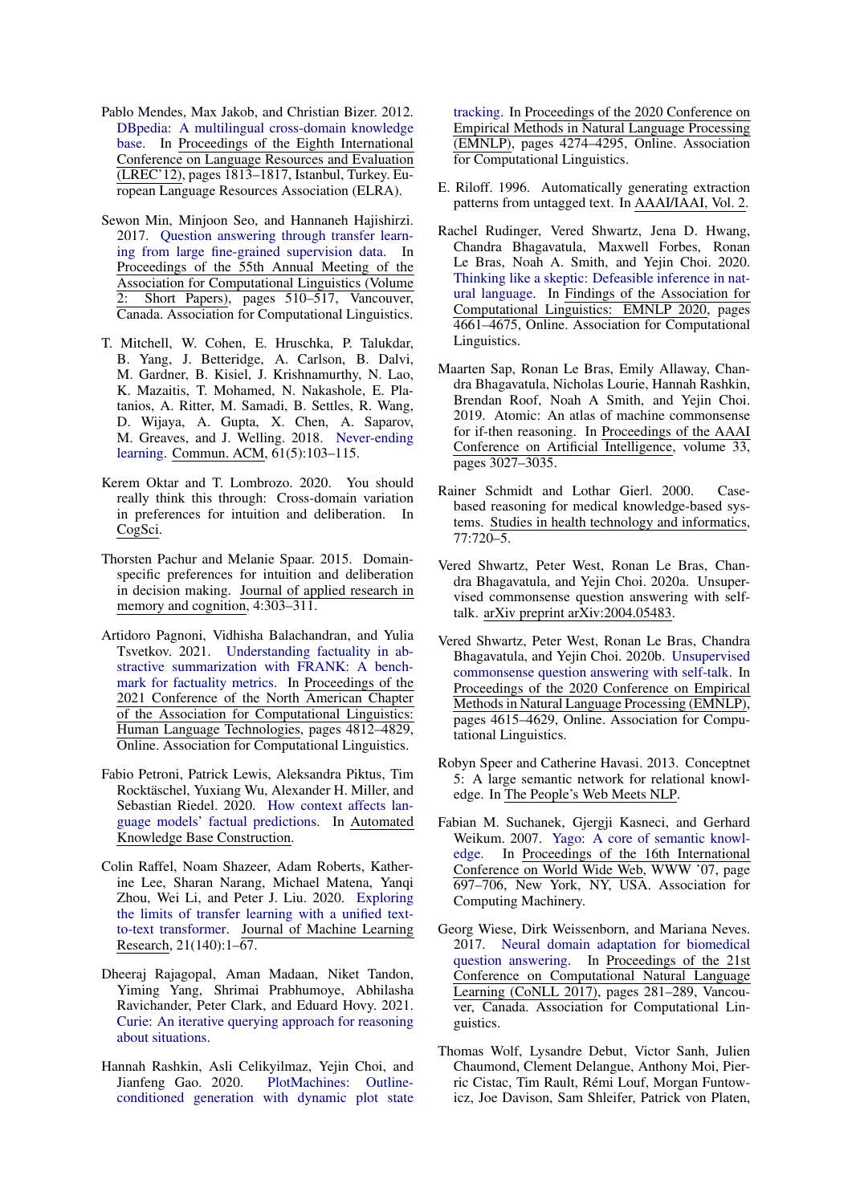Pablo Mendes, Max Jakob, and Christian Bizer. 2012. DBpedia: A multilingual cross-domain knowledge base. In Proceedings of the Eighth International Conference on Language Resources and Evaluation (LREC'12), pages 1813–1817, Istanbul, Turkey. European Language Resources Association (ELRA).

Sewon Min, Minjoon Seo, and Hannaneh Hajishirzi. 2017. Question answering through transfer learning from large fine-grained supervision data. In Proceedings of the 55th Annual Meeting of the Association for Computational Linguistics (Volume 2: Short Papers), pages 510–517, Vancouver, Canada. Association for Computational Linguistics.

T. Mitchell, W. Cohen, E. Hruschka, P. Talukdar, B. Yang, J. Betteridge, A. Carlson, B. Dalvi, M. Gardner, B. Kisiel, J. Krishnamurthy, N. Lao, K. Mazaitis, T. Mohamed, N. Nakashole, E. Platanios, A. Ritter, M. Samadi, B. Settles, R. Wang, D. Wijaya, A. Gupta, X. Chen, A. Saparov, M. Greaves, and J. Welling. 2018. Never-ending learning. Commun. ACM, 61(5):103–115.

Kerem Oktar and T. Lombrozo. 2020. You should really think this through: Cross-domain variation in preferences for intuition and deliberation. In CogSci.

Thorsten Pachur and Melanie Spaar. 2015. Domain-specific preferences for intuition and deliberation in decision making. Journal of applied research in memory and cognition, 4:303–311.

Artidoro Pagnoni, Vidhisha Balachandran, and Yulia Tsvetkov. 2021. Understanding factuality in abstractive summarization with FRANK: A benchmark for factuality metrics. In Proceedings of the 2021 Conference of the North American Chapter of the Association for Computational Linguistics: Human Language Technologies, pages 4812–4829, Online. Association for Computational Linguistics.

Fabio Petroni, Patrick Lewis, Aleksandra Piktus, Tim Rocktäschel, Yuxiang Wu, Alexander H. Miller, and Sebastian Riedel. 2020. How context affects language models' factual predictions. In Automated Knowledge Base Construction.

Colin Raffel, Noam Shazeer, Adam Roberts, Katherine Lee, Sharan Narang, Michael Matena, Yanqi Zhou, Wei Li, and Peter J. Liu. 2020. Exploring the limits of transfer learning with a unified text-to-text transformer. Journal of Machine Learning Research, 21(140):1–67.

Dheeraj Rajagopal, Aman Madaan, Niket Tandon, Yiming Yang, Shrimai Prabhumoye, Abhilasha Ravichander, Peter Clark, and Eduard Hovy. 2021. Curie: An iterative querying approach for reasoning about situations.

Hannah Rashkin, Asli Celikyilmaz, Yejin Choi, and Jianfeng Gao. 2020. PlotMachines: Outline-conditioned generation with dynamic plot state tracking. In Proceedings of the 2020 Conference on Empirical Methods in Natural Language Processing (EMNLP), pages 4274–4295, Online. Association for Computational Linguistics.

E. Riloff. 1996. Automatically generating extraction patterns from untagged text. In AAAI/IAAI, Vol. 2.

Rachel Rudinger, Vered Shwartz, Jena D. Hwang, Chandra Bhagavatula, Maxwell Forbes, Ronan Le Bras, Noah A. Smith, and Yejin Choi. 2020. Thinking like a skeptic: Defeasible inference in natural language. In Findings of the Association for Computational Linguistics: EMNLP 2020, pages 4661–4675, Online. Association for Computational Linguistics.

Maarten Sap, Ronan Le Bras, Emily Allaway, Chandra Bhagavatula, Nicholas Lourie, Hannah Rashkin, Brendan Roof, Noah A Smith, and Yejin Choi. 2019. Atomic: An atlas of machine commonsense for if-then reasoning. In Proceedings of the AAAI Conference on Artificial Intelligence, volume 33, pages 3027–3035.

Rainer Schmidt and Lothar Gierl. 2000. Case-based reasoning for medical knowledge-based systems. Studies in health technology and informatics, 77:720–5.

Vered Shwartz, Peter West, Ronan Le Bras, Chandra Bhagavatula, and Yejin Choi. 2020a. Unsupervised commonsense question answering with self-talk. arXiv preprint arXiv:2004.05483.

Vered Shwartz, Peter West, Ronan Le Bras, Chandra Bhagavatula, and Yejin Choi. 2020b. Unsupervised commonsense question answering with self-talk. In Proceedings of the 2020 Conference on Empirical Methods in Natural Language Processing (EMNLP), pages 4615–4629, Online. Association for Computational Linguistics.

Robyn Speer and Catherine Havasi. 2013. Conceptnet 5: A large semantic network for relational knowledge. In The People's Web Meets NLP.

Fabian M. Suchanek, Gjergji Kasneci, and Gerhard Weikum. 2007. Yago: A core of semantic knowledge. In Proceedings of the 16th International Conference on World Wide Web, WWW '07, page 697–706, New York, NY, USA. Association for Computing Machinery.

Georg Wiese, Dirk Weissenborn, and Mariana Neves. 2017. Neural domain adaptation for biomedical question answering. In Proceedings of the 21st Conference on Computational Natural Language Learning (CoNLL 2017), pages 281–289, Vancouver, Canada. Association for Computational Linguistics.

Thomas Wolf, Lysandre Debut, Victor Sanh, Julien Chaumond, Clement Delangue, Anthony Moi, Pierric Cistac, Tim Rault, Rémi Louf, Morgan Funtowicz, Joe Davison, Sam Shleifer, Patrick von Platen,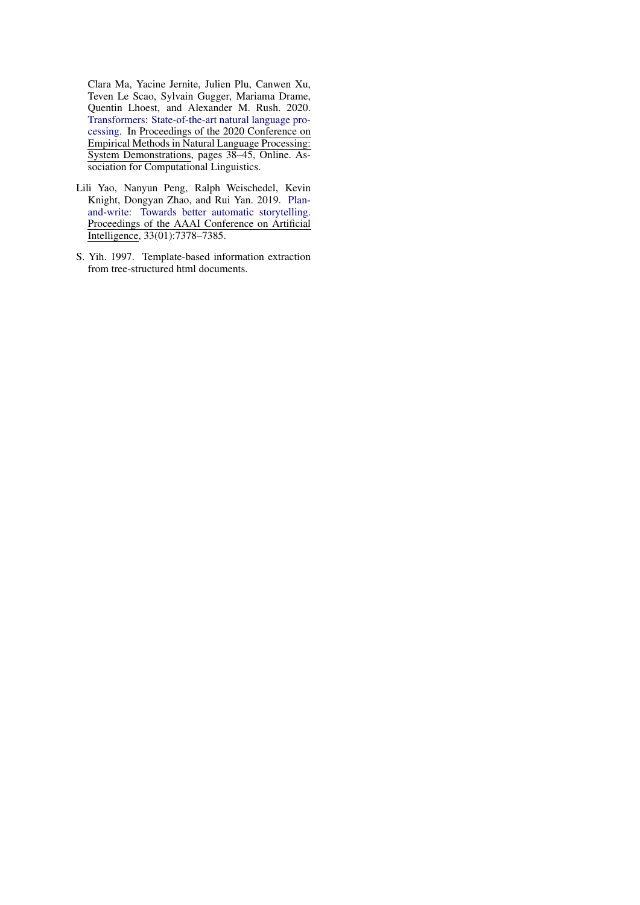Clara Ma, Yacine Jernite, Julien Plu, Canwen Xu, Teven Le Scao, Sylvain Gugger, Mariama Drame, Quentin Lhoest, and Alexander M. Rush. 2020. Transformers: State-of-the-art natural language processing. In Proceedings of the 2020 Conference on Empirical Methods in Natural Language Processing: System Demonstrations, pages 38–45, Online. Association for Computational Linguistics.

Lili Yao, Nanyun Peng, Ralph Weischedel, Kevin Knight, Dongyan Zhao, and Rui Yan. 2019. Plan-and-write: Towards better automatic storytelling. Proceedings of the AAAI Conference on Artificial Intelligence, 33(01):7378–7385.

S. Yih. 1997. Template-based information extraction from tree-structured html documents.